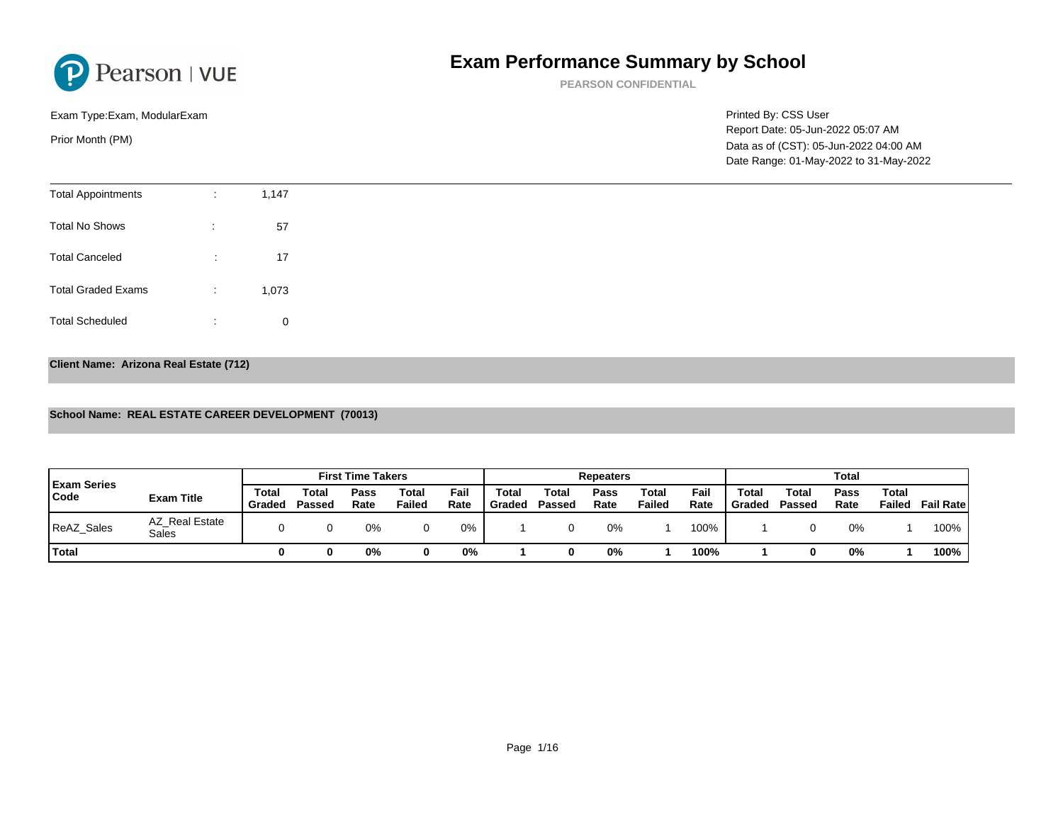Pearson | VUE

# Exam Performance Summary by School

**PEARSON CONFIDENTIAL**

Exam Type:Exam, ModularExam

Prior Month (PM)

Printed By: CSS User
Report Date: 05-Jun-2022 05:07 AM
Data as of (CST): 05-Jun-2022 04:00 AM
Date Range: 01-May-2022 to 31-May-2022

| | | |
|---|---|---|
| Total Appointments | : | 1,147 |
| Total No Shows | : | 57 |
| Total Canceled | : | 17 |
| Total Graded Exams | : | 1,073 |
| Total Scheduled | : | 0 |

**Client Name: Arizona Real Estate (712)**

**School Name: REAL ESTATE CAREER DEVELOPMENT (70013)**

| Exam Series Code | Exam Title | First Time Takers | | | | | Repeaters | | | | | Total | | | | |
|---|---|---|---|---|---|---|---|---|---|---|---|---|---|---|---|---|
| | | Total Graded | Total Passed | Pass Rate | Total Failed | Fail Rate | Total Graded | Total Passed | Pass Rate | Total Failed | Fail Rate | Total Graded | Total Passed | Pass Rate | Total Failed | Fail Rate |
| ReAZ_Sales | AZ_Real Estate Sales | 0 | 0 | 0% | 0 | 0% | 1 | 0 | 0% | 1 | 100% | 1 | 0 | 0% | 1 | 100% |
| **Total** | | **0** | **0** | **0%** | **0** | **0%** | **1** | **0** | **0%** | **1** | **100%** | **1** | **0** | **0%** | **1** | **100%** |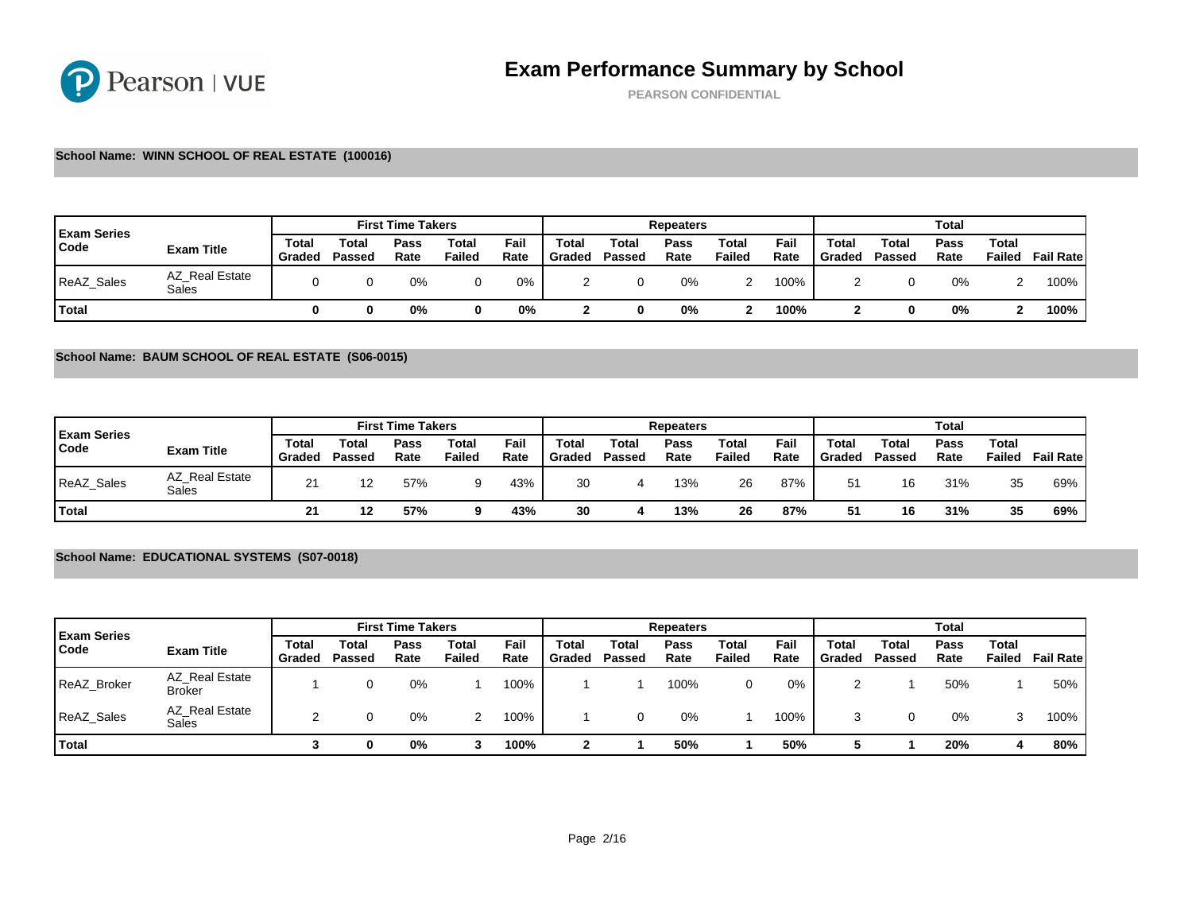# Exam Performance Summary by School

PEARSON CONFIDENTIAL

**School Name: WINN SCHOOL OF REAL ESTATE (100016)**

| Exam Series Code | Exam Title | First Time Takers | | | | | Repeaters | | | | | Total | | | | |
|---|---|---|---|---|---|---|---|---|---|---|---|---|---|---|---|---|
| | | Total Graded | Total Passed | Pass Rate | Total Failed | Fail Rate | Total Graded | Total Passed | Pass Rate | Total Failed | Fail Rate | Total Graded | Total Passed | Pass Rate | Total Failed | Fail Rate |
| ReAZ_Sales | AZ_Real Estate Sales | 0 | 0 | 0% | 0 | 0% | 2 | 0 | 0% | 2 | 100% | 2 | 0 | 0% | 2 | 100% |
| **Total** | | **0** | **0** | **0%** | **0** | **0%** | **2** | **0** | **0%** | **2** | **100%** | **2** | **0** | **0%** | **2** | **100%** |

**School Name: BAUM SCHOOL OF REAL ESTATE (S06-0015)**

| Exam Series Code | Exam Title | First Time Takers | | | | | Repeaters | | | | | Total | | | | |
|---|---|---|---|---|---|---|---|---|---|---|---|---|---|---|---|---|
| | | Total Graded | Total Passed | Pass Rate | Total Failed | Fail Rate | Total Graded | Total Passed | Pass Rate | Total Failed | Fail Rate | Total Graded | Total Passed | Pass Rate | Total Failed | Fail Rate |
| ReAZ_Sales | AZ_Real Estate Sales | 21 | 12 | 57% | 9 | 43% | 30 | 4 | 13% | 26 | 87% | 51 | 16 | 31% | 35 | 69% |
| **Total** | | **21** | **12** | **57%** | **9** | **43%** | **30** | **4** | **13%** | **26** | **87%** | **51** | **16** | **31%** | **35** | **69%** |

**School Name: EDUCATIONAL SYSTEMS (S07-0018)**

| Exam Series Code | Exam Title | First Time Takers | | | | | Repeaters | | | | | Total | | | | |
|---|---|---|---|---|---|---|---|---|---|---|---|---|---|---|---|---|
| | | Total Graded | Total Passed | Pass Rate | Total Failed | Fail Rate | Total Graded | Total Passed | Pass Rate | Total Failed | Fail Rate | Total Graded | Total Passed | Pass Rate | Total Failed | Fail Rate |
| ReAZ_Broker | AZ_Real Estate Broker | 1 | 0 | 0% | 1 | 100% | 1 | 1 | 100% | 0 | 0% | 2 | 1 | 50% | 1 | 50% |
| ReAZ_Sales | AZ_Real Estate Sales | 2 | 0 | 0% | 2 | 100% | 1 | 0 | 0% | 1 | 100% | 3 | 0 | 0% | 3 | 100% |
| **Total** | | **3** | **0** | **0%** | **3** | **100%** | **2** | **1** | **50%** | **1** | **50%** | **5** | **1** | **20%** | **4** | **80%** |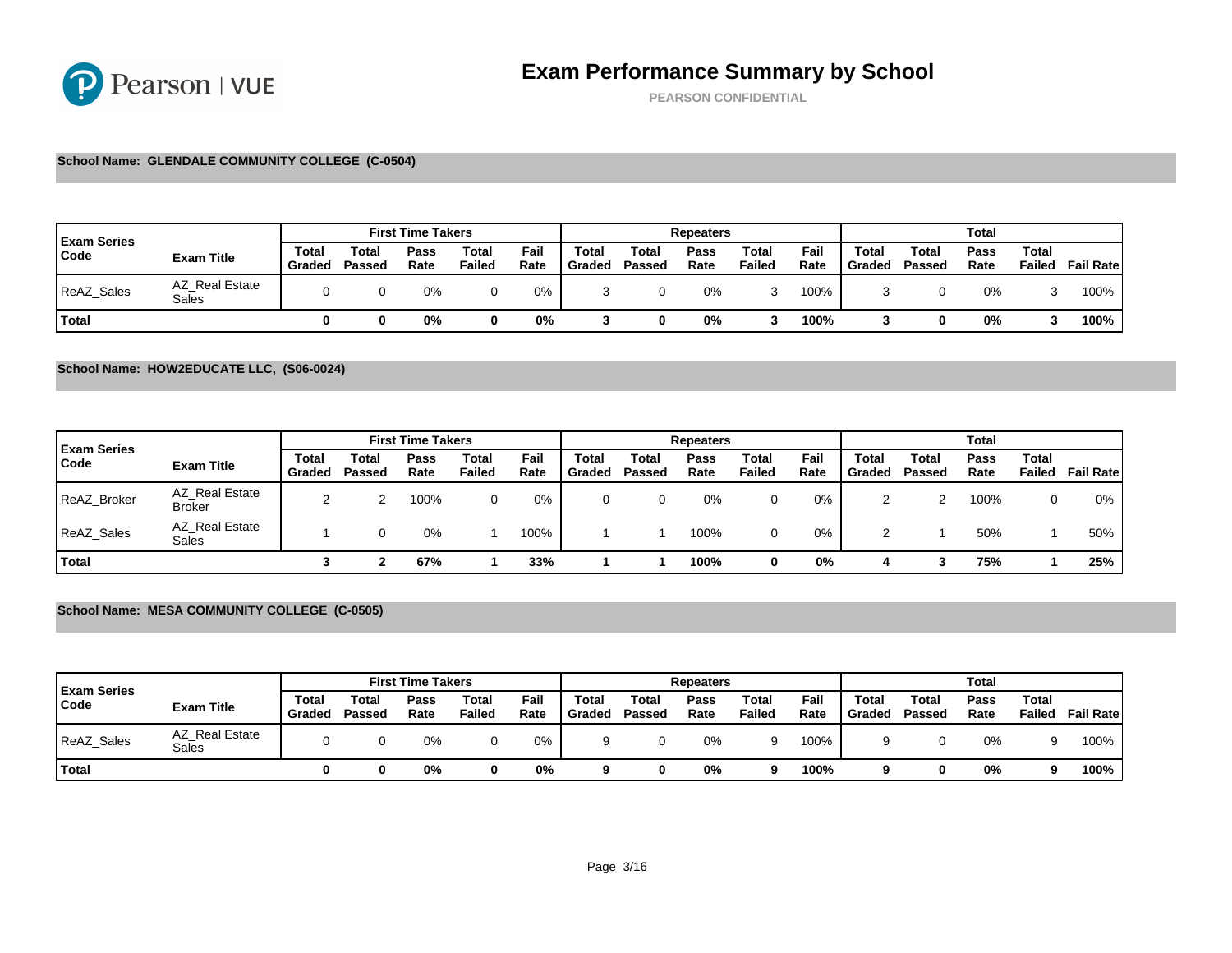# Exam Performance Summary by School

PEARSON CONFIDENTIAL

**School Name: GLENDALE COMMUNITY COLLEGE (C-0504)**

| Exam Series Code | Exam Title | First Time Takers | | | | | Repeaters | | | | | Total | | | | |
|---|---|---|---|---|---|---|---|---|---|---|---|---|---|---|---|---|
| | | Total Graded | Total Passed | Pass Rate | Total Failed | Fail Rate | Total Graded | Total Passed | Pass Rate | Total Failed | Fail Rate | Total Graded | Total Passed | Pass Rate | Total Failed | Fail Rate |
| ReAZ_Sales | AZ_Real Estate Sales | 0 | 0 | 0% | 0 | 0% | 3 | 0 | 0% | 3 | 100% | 3 | 0 | 0% | 3 | 100% |
| **Total** | | **0** | **0** | **0%** | **0** | **0%** | **3** | **0** | **0%** | **3** | **100%** | **3** | **0** | **0%** | **3** | **100%** |

**School Name: HOW2EDUCATE LLC, (S06-0024)**

| Exam Series Code | Exam Title | First Time Takers | | | | | Repeaters | | | | | Total | | | | |
|---|---|---|---|---|---|---|---|---|---|---|---|---|---|---|---|---|
| | | Total Graded | Total Passed | Pass Rate | Total Failed | Fail Rate | Total Graded | Total Passed | Pass Rate | Total Failed | Fail Rate | Total Graded | Total Passed | Pass Rate | Total Failed | Fail Rate |
| ReAZ_Broker | AZ_Real Estate Broker | 2 | 2 | 100% | 0 | 0% | 0 | 0 | 0% | 0 | 0% | 2 | 2 | 100% | 0 | 0% |
| ReAZ_Sales | AZ_Real Estate Sales | 1 | 0 | 0% | 1 | 100% | 1 | 1 | 100% | 0 | 0% | 2 | 1 | 50% | 1 | 50% |
| **Total** | | **3** | **2** | **67%** | **1** | **33%** | **1** | **1** | **100%** | **0** | **0%** | **4** | **3** | **75%** | **1** | **25%** |

**School Name: MESA COMMUNITY COLLEGE (C-0505)**

| Exam Series Code | Exam Title | First Time Takers | | | | | Repeaters | | | | | Total | | | | |
|---|---|---|---|---|---|---|---|---|---|---|---|---|---|---|---|---|
| | | Total Graded | Total Passed | Pass Rate | Total Failed | Fail Rate | Total Graded | Total Passed | Pass Rate | Total Failed | Fail Rate | Total Graded | Total Passed | Pass Rate | Total Failed | Fail Rate |
| ReAZ_Sales | AZ_Real Estate Sales | 0 | 0 | 0% | 0 | 0% | 9 | 0 | 0% | 9 | 100% | 9 | 0 | 0% | 9 | 100% |
| **Total** | | **0** | **0** | **0%** | **0** | **0%** | **9** | **0** | **0%** | **9** | **100%** | **9** | **0** | **0%** | **9** | **100%** |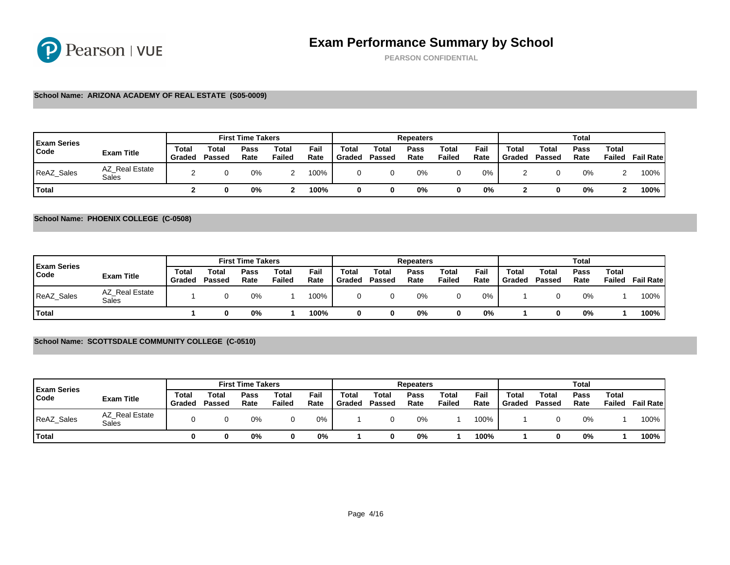# Exam Performance Summary by School

PEARSON CONFIDENTIAL

**School Name: ARIZONA ACADEMY OF REAL ESTATE (S05-0009)**

| Exam Series Code | Exam Title | First Time Takers | | | | | Repeaters | | | | | Total | | | | |
|---|---|---|---|---|---|---|---|---|---|---|---|---|---|---|---|---|
| | | Total Graded | Total Passed | Pass Rate | Total Failed | Fail Rate | Total Graded | Total Passed | Pass Rate | Total Failed | Fail Rate | Total Graded | Total Passed | Pass Rate | Total Failed | Fail Rate |
| ReAZ_Sales | AZ_Real Estate Sales | 2 | 0 | 0% | 2 | 100% | 0 | 0 | 0% | 0 | 0% | 2 | 0 | 0% | 2 | 100% |
| **Total** | | **2** | **0** | **0%** | **2** | **100%** | **0** | **0** | **0%** | **0** | **0%** | **2** | **0** | **0%** | **2** | **100%** |

**School Name: PHOENIX COLLEGE (C-0508)**

| Exam Series Code | Exam Title | First Time Takers | | | | | Repeaters | | | | | Total | | | | |
|---|---|---|---|---|---|---|---|---|---|---|---|---|---|---|---|---|
| | | Total Graded | Total Passed | Pass Rate | Total Failed | Fail Rate | Total Graded | Total Passed | Pass Rate | Total Failed | Fail Rate | Total Graded | Total Passed | Pass Rate | Total Failed | Fail Rate |
| ReAZ_Sales | AZ_Real Estate Sales | 1 | 0 | 0% | 1 | 100% | 0 | 0 | 0% | 0 | 0% | 1 | 0 | 0% | 1 | 100% |
| **Total** | | **1** | **0** | **0%** | **1** | **100%** | **0** | **0** | **0%** | **0** | **0%** | **1** | **0** | **0%** | **1** | **100%** |

**School Name: SCOTTSDALE COMMUNITY COLLEGE (C-0510)**

| Exam Series Code | Exam Title | First Time Takers | | | | | Repeaters | | | | | Total | | | | |
|---|---|---|---|---|---|---|---|---|---|---|---|---|---|---|---|---|
| | | Total Graded | Total Passed | Pass Rate | Total Failed | Fail Rate | Total Graded | Total Passed | Pass Rate | Total Failed | Fail Rate | Total Graded | Total Passed | Pass Rate | Total Failed | Fail Rate |
| ReAZ_Sales | AZ_Real Estate Sales | 0 | 0 | 0% | 0 | 0% | 1 | 0 | 0% | 1 | 100% | 1 | 0 | 0% | 1 | 100% |
| **Total** | | **0** | **0** | **0%** | **0** | **0%** | **1** | **0** | **0%** | **1** | **100%** | **1** | **0** | **0%** | **1** | **100%** |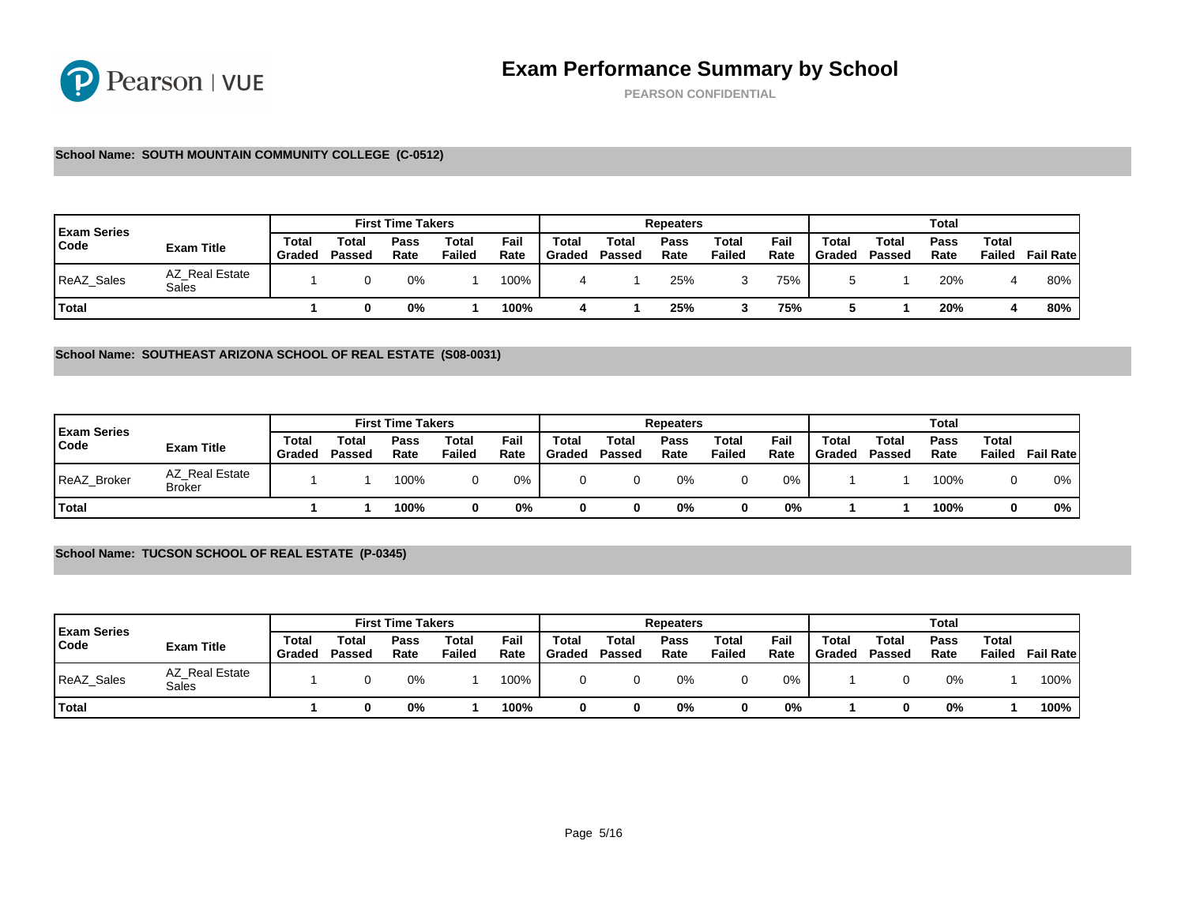# Exam Performance Summary by School

PEARSON CONFIDENTIAL

**School Name: SOUTH MOUNTAIN COMMUNITY COLLEGE (C-0512)**

| Exam Series Code | Exam Title | First Time Takers | | | | | Repeaters | | | | | Total | | | | |
|---|---|---|---|---|---|---|---|---|---|---|---|---|---|---|---|---|
| | | Total Graded | Total Passed | Pass Rate | Total Failed | Fail Rate | Total Graded | Total Passed | Pass Rate | Total Failed | Fail Rate | Total Graded | Total Passed | Pass Rate | Total Failed | Fail Rate |
| ReAZ_Sales | AZ_Real Estate Sales | 1 | 0 | 0% | 1 | 100% | 4 | 1 | 25% | 3 | 75% | 5 | 1 | 20% | 4 | 80% |
| **Total** | | **1** | **0** | **0%** | **1** | **100%** | **4** | **1** | **25%** | **3** | **75%** | **5** | **1** | **20%** | **4** | **80%** |

**School Name: SOUTHEAST ARIZONA SCHOOL OF REAL ESTATE (S08-0031)**

| Exam Series Code | Exam Title | First Time Takers | | | | | Repeaters | | | | | Total | | | | |
|---|---|---|---|---|---|---|---|---|---|---|---|---|---|---|---|---|
| | | Total Graded | Total Passed | Pass Rate | Total Failed | Fail Rate | Total Graded | Total Passed | Pass Rate | Total Failed | Fail Rate | Total Graded | Total Passed | Pass Rate | Total Failed | Fail Rate |
| ReAZ_Broker | AZ_Real Estate Broker | 1 | 1 | 100% | 0 | 0% | 0 | 0 | 0% | 0 | 0% | 1 | 1 | 100% | 0 | 0% |
| **Total** | | **1** | **1** | **100%** | **0** | **0%** | **0** | **0** | **0%** | **0** | **0%** | **1** | **1** | **100%** | **0** | **0%** |

**School Name: TUCSON SCHOOL OF REAL ESTATE (P-0345)**

| Exam Series Code | Exam Title | First Time Takers | | | | | Repeaters | | | | | Total | | | | |
|---|---|---|---|---|---|---|---|---|---|---|---|---|---|---|---|---|
| | | Total Graded | Total Passed | Pass Rate | Total Failed | Fail Rate | Total Graded | Total Passed | Pass Rate | Total Failed | Fail Rate | Total Graded | Total Passed | Pass Rate | Total Failed | Fail Rate |
| ReAZ_Sales | AZ_Real Estate Sales | 1 | 0 | 0% | 1 | 100% | 0 | 0 | 0% | 0 | 0% | 1 | 0 | 0% | 1 | 100% |
| **Total** | | **1** | **0** | **0%** | **1** | **100%** | **0** | **0** | **0%** | **0** | **0%** | **1** | **0** | **0%** | **1** | **100%** |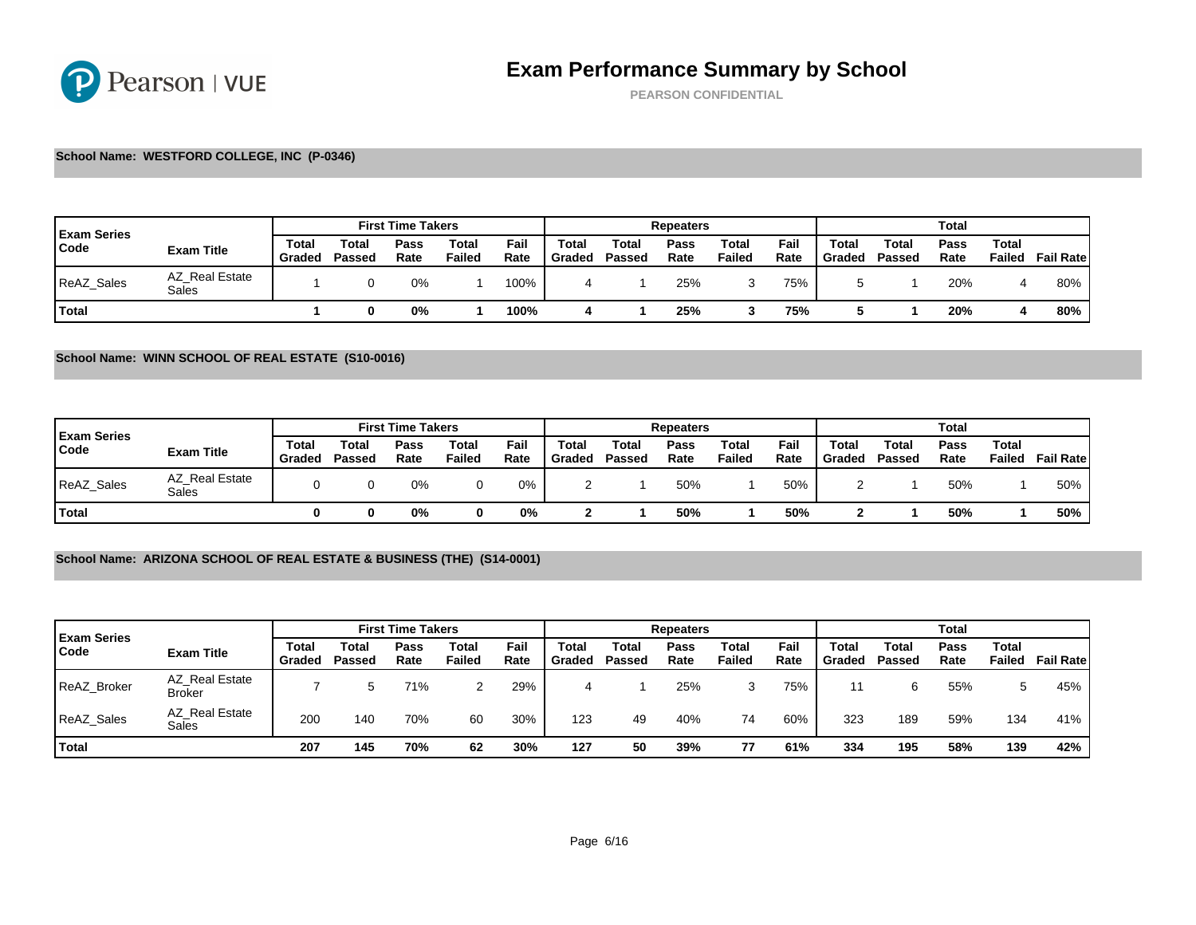# Exam Performance Summary by School

PEARSON CONFIDENTIAL

**School Name: WESTFORD COLLEGE, INC (P-0346)**

| Exam Series Code | Exam Title | First Time Takers | | | | | Repeaters | | | | | Total | | | | |
|---|---|---|---|---|---|---|---|---|---|---|---|---|---|---|---|---|
| | | Total Graded | Total Passed | Pass Rate | Total Failed | Fail Rate | Total Graded | Total Passed | Pass Rate | Total Failed | Fail Rate | Total Graded | Total Passed | Pass Rate | Total Failed | Fail Rate |
| ReAZ_Sales | AZ_Real Estate Sales | 1 | 0 | 0% | 1 | 100% | 4 | 1 | 25% | 3 | 75% | 5 | 1 | 20% | 4 | 80% |
| **Total** | | **1** | **0** | **0%** | **1** | **100%** | **4** | **1** | **25%** | **3** | **75%** | **5** | **1** | **20%** | **4** | **80%** |

**School Name: WINN SCHOOL OF REAL ESTATE (S10-0016)**

| Exam Series Code | Exam Title | First Time Takers | | | | | Repeaters | | | | | Total | | | | |
|---|---|---|---|---|---|---|---|---|---|---|---|---|---|---|---|---|
| | | Total Graded | Total Passed | Pass Rate | Total Failed | Fail Rate | Total Graded | Total Passed | Pass Rate | Total Failed | Fail Rate | Total Graded | Total Passed | Pass Rate | Total Failed | Fail Rate |
| ReAZ_Sales | AZ_Real Estate Sales | 0 | 0 | 0% | 0 | 0% | 2 | 1 | 50% | 1 | 50% | 2 | 1 | 50% | 1 | 50% |
| **Total** | | **0** | **0** | **0%** | **0** | **0%** | **2** | **1** | **50%** | **1** | **50%** | **2** | **1** | **50%** | **1** | **50%** |

**School Name: ARIZONA SCHOOL OF REAL ESTATE & BUSINESS (THE) (S14-0001)**

| Exam Series Code | Exam Title | First Time Takers | | | | | Repeaters | | | | | Total | | | | |
|---|---|---|---|---|---|---|---|---|---|---|---|---|---|---|---|---|
| | | Total Graded | Total Passed | Pass Rate | Total Failed | Fail Rate | Total Graded | Total Passed | Pass Rate | Total Failed | Fail Rate | Total Graded | Total Passed | Pass Rate | Total Failed | Fail Rate |
| ReAZ_Broker | AZ_Real Estate Broker | 7 | 5 | 71% | 2 | 29% | 4 | 1 | 25% | 3 | 75% | 11 | 6 | 55% | 5 | 45% |
| ReAZ_Sales | AZ_Real Estate Sales | 200 | 140 | 70% | 60 | 30% | 123 | 49 | 40% | 74 | 60% | 323 | 189 | 59% | 134 | 41% |
| **Total** | | **207** | **145** | **70%** | **62** | **30%** | **127** | **50** | **39%** | **77** | **61%** | **334** | **195** | **58%** | **139** | **42%** |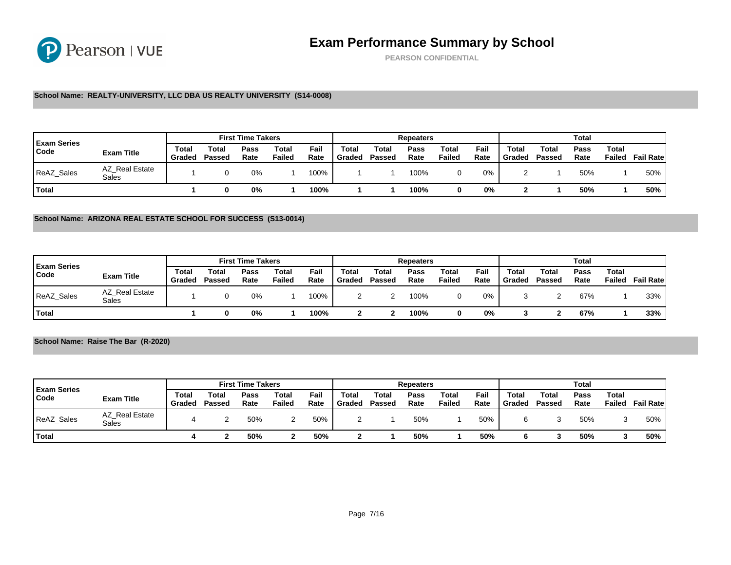# Exam Performance Summary by School

PEARSON CONFIDENTIAL

**School Name: REALTY-UNIVERSITY, LLC DBA US REALTY UNIVERSITY (S14-0008)**

| Exam Series Code | Exam Title | First Time Takers | | | | | Repeaters | | | | | Total | | | | |
|---|---|---|---|---|---|---|---|---|---|---|---|---|---|---|---|---|
| | | Total Graded | Total Passed | Pass Rate | Total Failed | Fail Rate | Total Graded | Total Passed | Pass Rate | Total Failed | Fail Rate | Total Graded | Total Passed | Pass Rate | Total Failed | Fail Rate |
| ReAZ_Sales | AZ_Real Estate Sales | 1 | 0 | 0% | 1 | 100% | 1 | 1 | 100% | 0 | 0% | 2 | 1 | 50% | 1 | 50% |
| **Total** | | **1** | **0** | **0%** | **1** | **100%** | **1** | **1** | **100%** | **0** | **0%** | **2** | **1** | **50%** | **1** | **50%** |

**School Name: ARIZONA REAL ESTATE SCHOOL FOR SUCCESS (S13-0014)**

| Exam Series Code | Exam Title | First Time Takers | | | | | Repeaters | | | | | Total | | | | |
|---|---|---|---|---|---|---|---|---|---|---|---|---|---|---|---|---|
| | | Total Graded | Total Passed | Pass Rate | Total Failed | Fail Rate | Total Graded | Total Passed | Pass Rate | Total Failed | Fail Rate | Total Graded | Total Passed | Pass Rate | Total Failed | Fail Rate |
| ReAZ_Sales | AZ_Real Estate Sales | 1 | 0 | 0% | 1 | 100% | 2 | 2 | 100% | 0 | 0% | 3 | 2 | 67% | 1 | 33% |
| **Total** | | **1** | **0** | **0%** | **1** | **100%** | **2** | **2** | **100%** | **0** | **0%** | **3** | **2** | **67%** | **1** | **33%** |

**School Name: Raise The Bar (R-2020)**

| Exam Series Code | Exam Title | First Time Takers | | | | | Repeaters | | | | | Total | | | | |
|---|---|---|---|---|---|---|---|---|---|---|---|---|---|---|---|---|
| | | Total Graded | Total Passed | Pass Rate | Total Failed | Fail Rate | Total Graded | Total Passed | Pass Rate | Total Failed | Fail Rate | Total Graded | Total Passed | Pass Rate | Total Failed | Fail Rate |
| ReAZ_Sales | AZ_Real Estate Sales | 4 | 2 | 50% | 2 | 50% | 2 | 1 | 50% | 1 | 50% | 6 | 3 | 50% | 3 | 50% |
| **Total** | | **4** | **2** | **50%** | **2** | **50%** | **2** | **1** | **50%** | **1** | **50%** | **6** | **3** | **50%** | **3** | **50%** |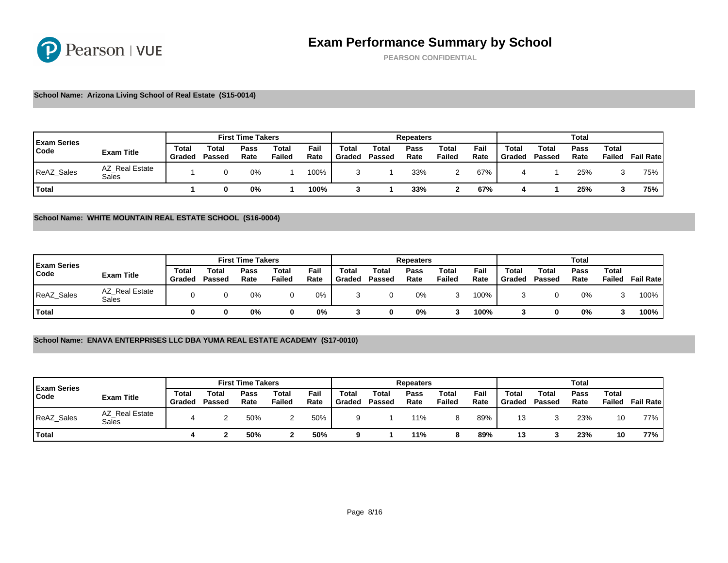# Exam Performance Summary by School

PEARSON CONFIDENTIAL

**School Name: Arizona Living School of Real Estate (S15-0014)**

| Exam Series Code | Exam Title | First Time Takers | | | | | Repeaters | | | | | Total | | | | |
|---|---|---|---|---|---|---|---|---|---|---|---|---|---|---|---|---|
| | | Total Graded | Total Passed | Pass Rate | Total Failed | Fail Rate | Total Graded | Total Passed | Pass Rate | Total Failed | Fail Rate | Total Graded | Total Passed | Pass Rate | Total Failed | Fail Rate |
| ReAZ_Sales | AZ_Real Estate Sales | 1 | 0 | 0% | 1 | 100% | 3 | 1 | 33% | 2 | 67% | 4 | 1 | 25% | 3 | 75% |
| **Total** | | **1** | **0** | **0%** | **1** | **100%** | **3** | **1** | **33%** | **2** | **67%** | **4** | **1** | **25%** | **3** | **75%** |

**School Name: WHITE MOUNTAIN REAL ESTATE SCHOOL (S16-0004)**

| Exam Series Code | Exam Title | First Time Takers | | | | | Repeaters | | | | | Total | | | | |
|---|---|---|---|---|---|---|---|---|---|---|---|---|---|---|---|---|
| | | Total Graded | Total Passed | Pass Rate | Total Failed | Fail Rate | Total Graded | Total Passed | Pass Rate | Total Failed | Fail Rate | Total Graded | Total Passed | Pass Rate | Total Failed | Fail Rate |
| ReAZ_Sales | AZ_Real Estate Sales | 0 | 0 | 0% | 0 | 0% | 3 | 0 | 0% | 3 | 100% | 3 | 0 | 0% | 3 | 100% |
| **Total** | | **0** | **0** | **0%** | **0** | **0%** | **3** | **0** | **0%** | **3** | **100%** | **3** | **0** | **0%** | **3** | **100%** |

**School Name: ENAVA ENTERPRISES LLC DBA YUMA REAL ESTATE ACADEMY (S17-0010)**

| Exam Series Code | Exam Title | First Time Takers | | | | | Repeaters | | | | | Total | | | | |
|---|---|---|---|---|---|---|---|---|---|---|---|---|---|---|---|---|
| | | Total Graded | Total Passed | Pass Rate | Total Failed | Fail Rate | Total Graded | Total Passed | Pass Rate | Total Failed | Fail Rate | Total Graded | Total Passed | Pass Rate | Total Failed | Fail Rate |
| ReAZ_Sales | AZ_Real Estate Sales | 4 | 2 | 50% | 2 | 50% | 9 | 1 | 11% | 8 | 89% | 13 | 3 | 23% | 10 | 77% |
| **Total** | | **4** | **2** | **50%** | **2** | **50%** | **9** | **1** | **11%** | **8** | **89%** | **13** | **3** | **23%** | **10** | **77%** |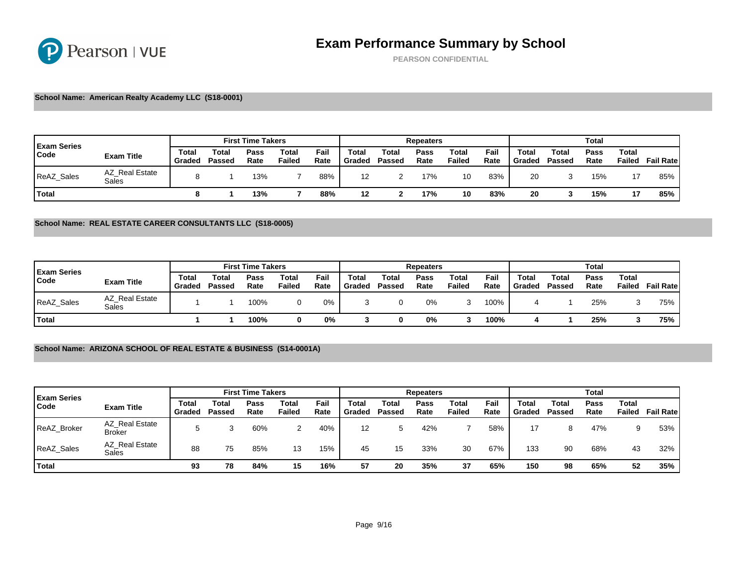# Exam Performance Summary by School

PEARSON CONFIDENTIAL

**School Name: American Realty Academy LLC (S18-0001)**

| Exam Series Code | Exam Title | First Time Takers | | | | | Repeaters | | | | | Total | | | | |
|---|---|---|---|---|---|---|---|---|---|---|---|---|---|---|---|---|
| | | Total Graded | Total Passed | Pass Rate | Total Failed | Fail Rate | Total Graded | Total Passed | Pass Rate | Total Failed | Fail Rate | Total Graded | Total Passed | Pass Rate | Total Failed | Fail Rate |
| ReAZ_Sales | AZ_Real Estate Sales | 8 | 1 | 13% | 7 | 88% | 12 | 2 | 17% | 10 | 83% | 20 | 3 | 15% | 17 | 85% |
| **Total** | | **8** | **1** | **13%** | **7** | **88%** | **12** | **2** | **17%** | **10** | **83%** | **20** | **3** | **15%** | **17** | **85%** |

**School Name: REAL ESTATE CAREER CONSULTANTS LLC (S18-0005)**

| Exam Series Code | Exam Title | First Time Takers | | | | | Repeaters | | | | | Total | | | | |
|---|---|---|---|---|---|---|---|---|---|---|---|---|---|---|---|---|
| | | Total Graded | Total Passed | Pass Rate | Total Failed | Fail Rate | Total Graded | Total Passed | Pass Rate | Total Failed | Fail Rate | Total Graded | Total Passed | Pass Rate | Total Failed | Fail Rate |
| ReAZ_Sales | AZ_Real Estate Sales | 1 | 1 | 100% | 0 | 0% | 3 | 0 | 0% | 3 | 100% | 4 | 1 | 25% | 3 | 75% |
| **Total** | | **1** | **1** | **100%** | **0** | **0%** | **3** | **0** | **0%** | **3** | **100%** | **4** | **1** | **25%** | **3** | **75%** |

**School Name: ARIZONA SCHOOL OF REAL ESTATE & BUSINESS (S14-0001A)**

| Exam Series Code | Exam Title | First Time Takers | | | | | Repeaters | | | | | Total | | | | |
|---|---|---|---|---|---|---|---|---|---|---|---|---|---|---|---|---|
| | | Total Graded | Total Passed | Pass Rate | Total Failed | Fail Rate | Total Graded | Total Passed | Pass Rate | Total Failed | Fail Rate | Total Graded | Total Passed | Pass Rate | Total Failed | Fail Rate |
| ReAZ_Broker | AZ_Real Estate Broker | 5 | 3 | 60% | 2 | 40% | 12 | 5 | 42% | 7 | 58% | 17 | 8 | 47% | 9 | 53% |
| ReAZ_Sales | AZ_Real Estate Sales | 88 | 75 | 85% | 13 | 15% | 45 | 15 | 33% | 30 | 67% | 133 | 90 | 68% | 43 | 32% |
| **Total** | | **93** | **78** | **84%** | **15** | **16%** | **57** | **20** | **35%** | **37** | **65%** | **150** | **98** | **65%** | **52** | **35%** |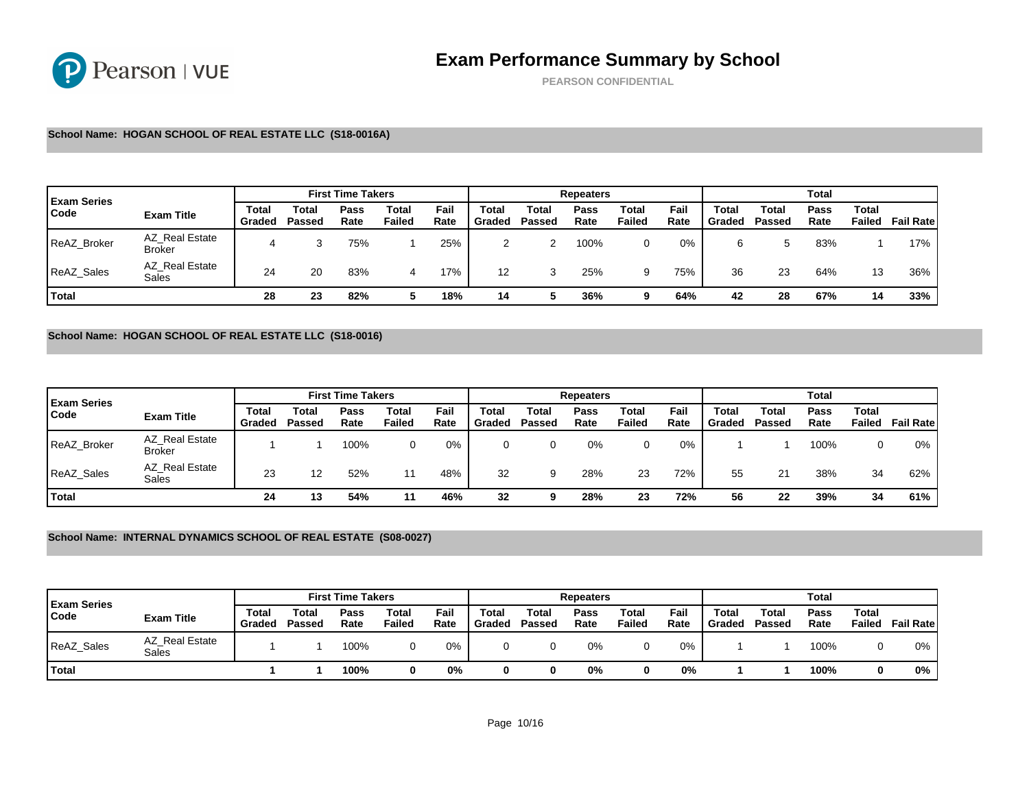# Exam Performance Summary by School

PEARSON CONFIDENTIAL

**School Name: HOGAN SCHOOL OF REAL ESTATE LLC (S18-0016A)**

| Exam Series Code | Exam Title | First Time Takers | | | | | Repeaters | | | | | Total | | | | |
|---|---|---|---|---|---|---|---|---|---|---|---|---|---|---|---|---|
| | | Total Graded | Total Passed | Pass Rate | Total Failed | Fail Rate | Total Graded | Total Passed | Pass Rate | Total Failed | Fail Rate | Total Graded | Total Passed | Pass Rate | Total Failed | Fail Rate |
| ReAZ_Broker | AZ_Real Estate Broker | 4 | 3 | 75% | 1 | 25% | 2 | 2 | 100% | 0 | 0% | 6 | 5 | 83% | 1 | 17% |
| ReAZ_Sales | AZ_Real Estate Sales | 24 | 20 | 83% | 4 | 17% | 12 | 3 | 25% | 9 | 75% | 36 | 23 | 64% | 13 | 36% |
| **Total** | | **28** | **23** | **82%** | **5** | **18%** | **14** | **5** | **36%** | **9** | **64%** | **42** | **28** | **67%** | **14** | **33%** |

**School Name: HOGAN SCHOOL OF REAL ESTATE LLC (S18-0016)**

| Exam Series Code | Exam Title | First Time Takers | | | | | Repeaters | | | | | Total | | | | |
|---|---|---|---|---|---|---|---|---|---|---|---|---|---|---|---|---|
| | | Total Graded | Total Passed | Pass Rate | Total Failed | Fail Rate | Total Graded | Total Passed | Pass Rate | Total Failed | Fail Rate | Total Graded | Total Passed | Pass Rate | Total Failed | Fail Rate |
| ReAZ_Broker | AZ_Real Estate Broker | 1 | 1 | 100% | 0 | 0% | 0 | 0 | 0% | 0 | 0% | 1 | 1 | 100% | 0 | 0% |
| ReAZ_Sales | AZ_Real Estate Sales | 23 | 12 | 52% | 11 | 48% | 32 | 9 | 28% | 23 | 72% | 55 | 21 | 38% | 34 | 62% |
| **Total** | | **24** | **13** | **54%** | **11** | **46%** | **32** | **9** | **28%** | **23** | **72%** | **56** | **22** | **39%** | **34** | **61%** |

**School Name: INTERNAL DYNAMICS SCHOOL OF REAL ESTATE (S08-0027)**

| Exam Series Code | Exam Title | First Time Takers | | | | | Repeaters | | | | | Total | | | | |
|---|---|---|---|---|---|---|---|---|---|---|---|---|---|---|---|---|
| | | Total Graded | Total Passed | Pass Rate | Total Failed | Fail Rate | Total Graded | Total Passed | Pass Rate | Total Failed | Fail Rate | Total Graded | Total Passed | Pass Rate | Total Failed | Fail Rate |
| ReAZ_Sales | AZ_Real Estate Sales | 1 | 1 | 100% | 0 | 0% | 0 | 0 | 0% | 0 | 0% | 1 | 1 | 100% | 0 | 0% |
| **Total** | | **1** | **1** | **100%** | **0** | **0%** | **0** | **0** | **0%** | **0** | **0%** | **1** | **1** | **100%** | **0** | **0%** |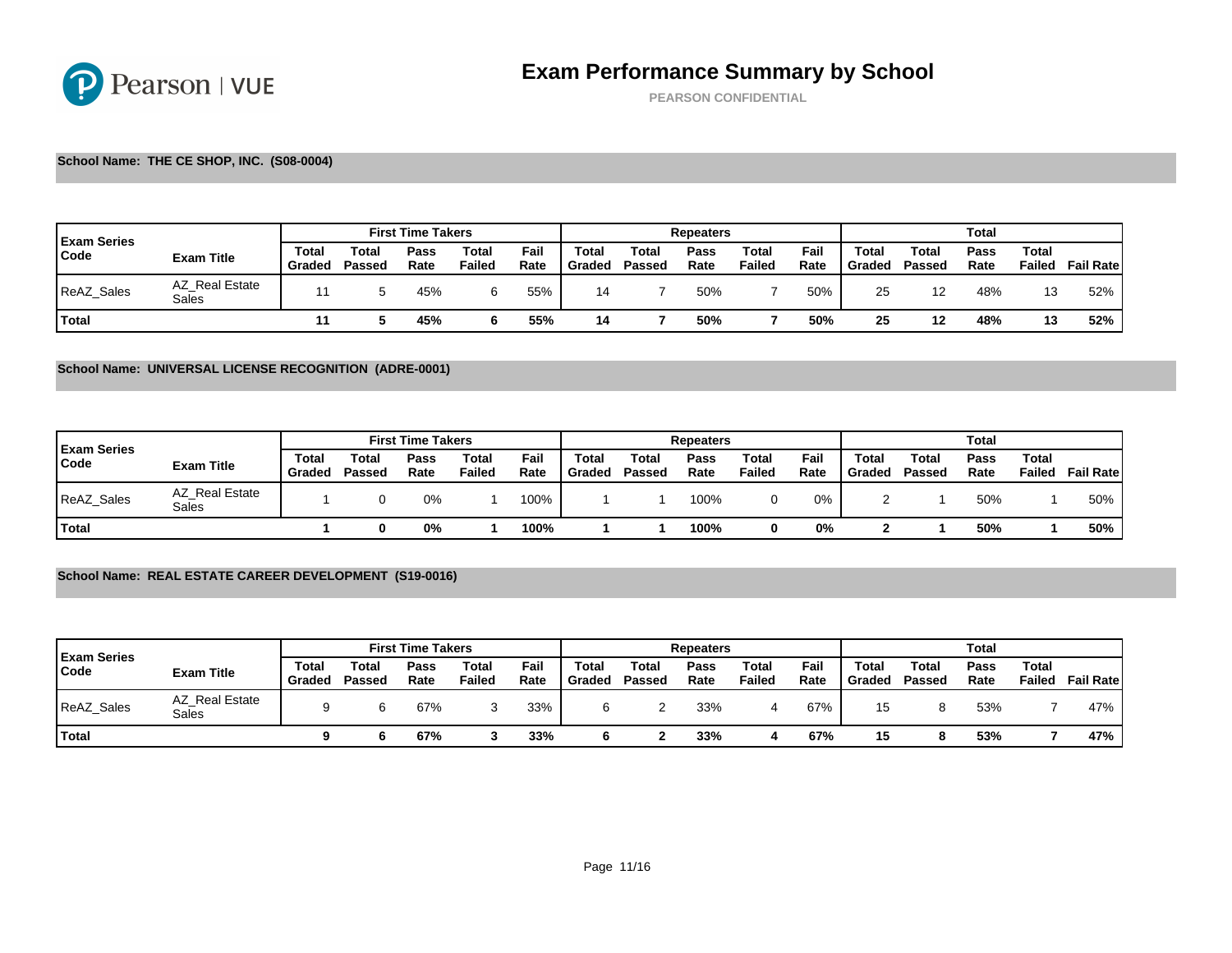# Exam Performance Summary by School

PEARSON CONFIDENTIAL

**School Name: THE CE SHOP, INC. (S08-0004)**

| Exam Series Code | Exam Title | First Time Takers | | | | | Repeaters | | | | | Total | | | | |
|---|---|---|---|---|---|---|---|---|---|---|---|---|---|---|---|---|
| | | Total Graded | Total Passed | Pass Rate | Total Failed | Fail Rate | Total Graded | Total Passed | Pass Rate | Total Failed | Fail Rate | Total Graded | Total Passed | Pass Rate | Total Failed | Fail Rate |
| ReAZ_Sales | AZ_Real Estate Sales | 11 | 5 | 45% | 6 | 55% | 14 | 7 | 50% | 7 | 50% | 25 | 12 | 48% | 13 | 52% |
| **Total** | | **11** | **5** | **45%** | **6** | **55%** | **14** | **7** | **50%** | **7** | **50%** | **25** | **12** | **48%** | **13** | **52%** |

**School Name: UNIVERSAL LICENSE RECOGNITION (ADRE-0001)**

| Exam Series Code | Exam Title | First Time Takers | | | | | Repeaters | | | | | Total | | | | |
|---|---|---|---|---|---|---|---|---|---|---|---|---|---|---|---|---|
| | | Total Graded | Total Passed | Pass Rate | Total Failed | Fail Rate | Total Graded | Total Passed | Pass Rate | Total Failed | Fail Rate | Total Graded | Total Passed | Pass Rate | Total Failed | Fail Rate |
| ReAZ_Sales | AZ_Real Estate Sales | 1 | 0 | 0% | 1 | 100% | 1 | 1 | 100% | 0 | 0% | 2 | 1 | 50% | 1 | 50% |
| **Total** | | **1** | **0** | **0%** | **1** | **100%** | **1** | **1** | **100%** | **0** | **0%** | **2** | **1** | **50%** | **1** | **50%** |

**School Name: REAL ESTATE CAREER DEVELOPMENT (S19-0016)**

| Exam Series Code | Exam Title | First Time Takers | | | | | Repeaters | | | | | Total | | | | |
|---|---|---|---|---|---|---|---|---|---|---|---|---|---|---|---|---|
| | | Total Graded | Total Passed | Pass Rate | Total Failed | Fail Rate | Total Graded | Total Passed | Pass Rate | Total Failed | Fail Rate | Total Graded | Total Passed | Pass Rate | Total Failed | Fail Rate |
| ReAZ_Sales | AZ_Real Estate Sales | 9 | 6 | 67% | 3 | 33% | 6 | 2 | 33% | 4 | 67% | 15 | 8 | 53% | 7 | 47% |
| **Total** | | **9** | **6** | **67%** | **3** | **33%** | **6** | **2** | **33%** | **4** | **67%** | **15** | **8** | **53%** | **7** | **47%** |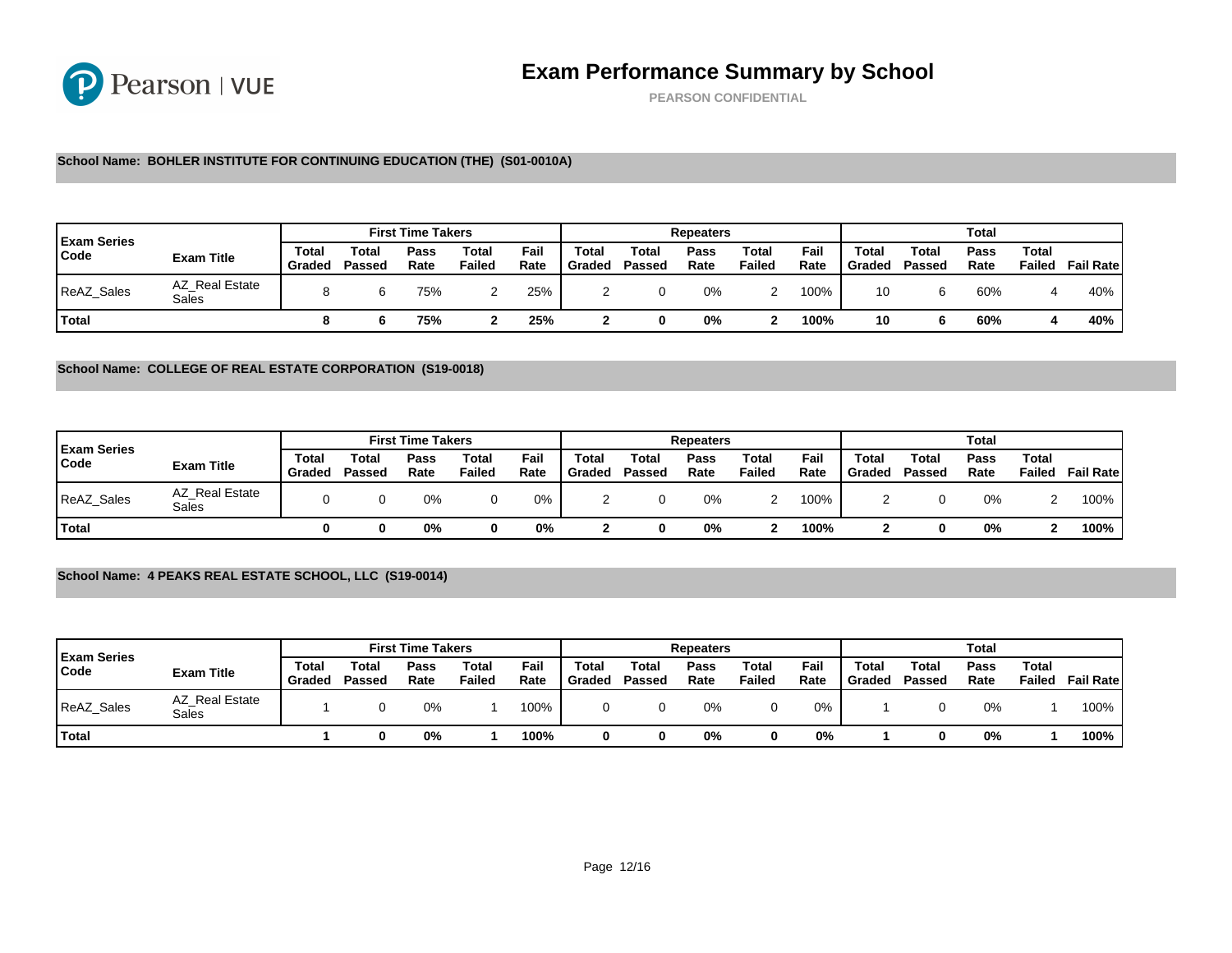# Exam Performance Summary by School

PEARSON CONFIDENTIAL

**School Name: BOHLER INSTITUTE FOR CONTINUING EDUCATION (THE) (S01-0010A)**

| Exam Series Code | Exam Title | First Time Takers | | | | | Repeaters | | | | | Total | | | | |
|---|---|---|---|---|---|---|---|---|---|---|---|---|---|---|---|---|
| | | Total Graded | Total Passed | Pass Rate | Total Failed | Fail Rate | Total Graded | Total Passed | Pass Rate | Total Failed | Fail Rate | Total Graded | Total Passed | Pass Rate | Total Failed | Fail Rate |
| ReAZ_Sales | AZ_Real Estate Sales | 8 | 6 | 75% | 2 | 25% | 2 | 0 | 0% | 2 | 100% | 10 | 6 | 60% | 4 | 40% |
| **Total** | | **8** | **6** | **75%** | **2** | **25%** | **2** | **0** | **0%** | **2** | **100%** | **10** | **6** | **60%** | **4** | **40%** |

**School Name: COLLEGE OF REAL ESTATE CORPORATION (S19-0018)**

| Exam Series Code | Exam Title | First Time Takers | | | | | Repeaters | | | | | Total | | | | |
|---|---|---|---|---|---|---|---|---|---|---|---|---|---|---|---|---|
| | | Total Graded | Total Passed | Pass Rate | Total Failed | Fail Rate | Total Graded | Total Passed | Pass Rate | Total Failed | Fail Rate | Total Graded | Total Passed | Pass Rate | Total Failed | Fail Rate |
| ReAZ_Sales | AZ_Real Estate Sales | 0 | 0 | 0% | 0 | 0% | 2 | 0 | 0% | 2 | 100% | 2 | 0 | 0% | 2 | 100% |
| **Total** | | **0** | **0** | **0%** | **0** | **0%** | **2** | **0** | **0%** | **2** | **100%** | **2** | **0** | **0%** | **2** | **100%** |

**School Name: 4 PEAKS REAL ESTATE SCHOOL, LLC (S19-0014)**

| Exam Series Code | Exam Title | First Time Takers | | | | | Repeaters | | | | | Total | | | | |
|---|---|---|---|---|---|---|---|---|---|---|---|---|---|---|---|---|
| | | Total Graded | Total Passed | Pass Rate | Total Failed | Fail Rate | Total Graded | Total Passed | Pass Rate | Total Failed | Fail Rate | Total Graded | Total Passed | Pass Rate | Total Failed | Fail Rate |
| ReAZ_Sales | AZ_Real Estate Sales | 1 | 0 | 0% | 1 | 100% | 0 | 0 | 0% | 0 | 0% | 1 | 0 | 0% | 1 | 100% |
| **Total** | | **1** | **0** | **0%** | **1** | **100%** | **0** | **0** | **0%** | **0** | **0%** | **1** | **0** | **0%** | **1** | **100%** |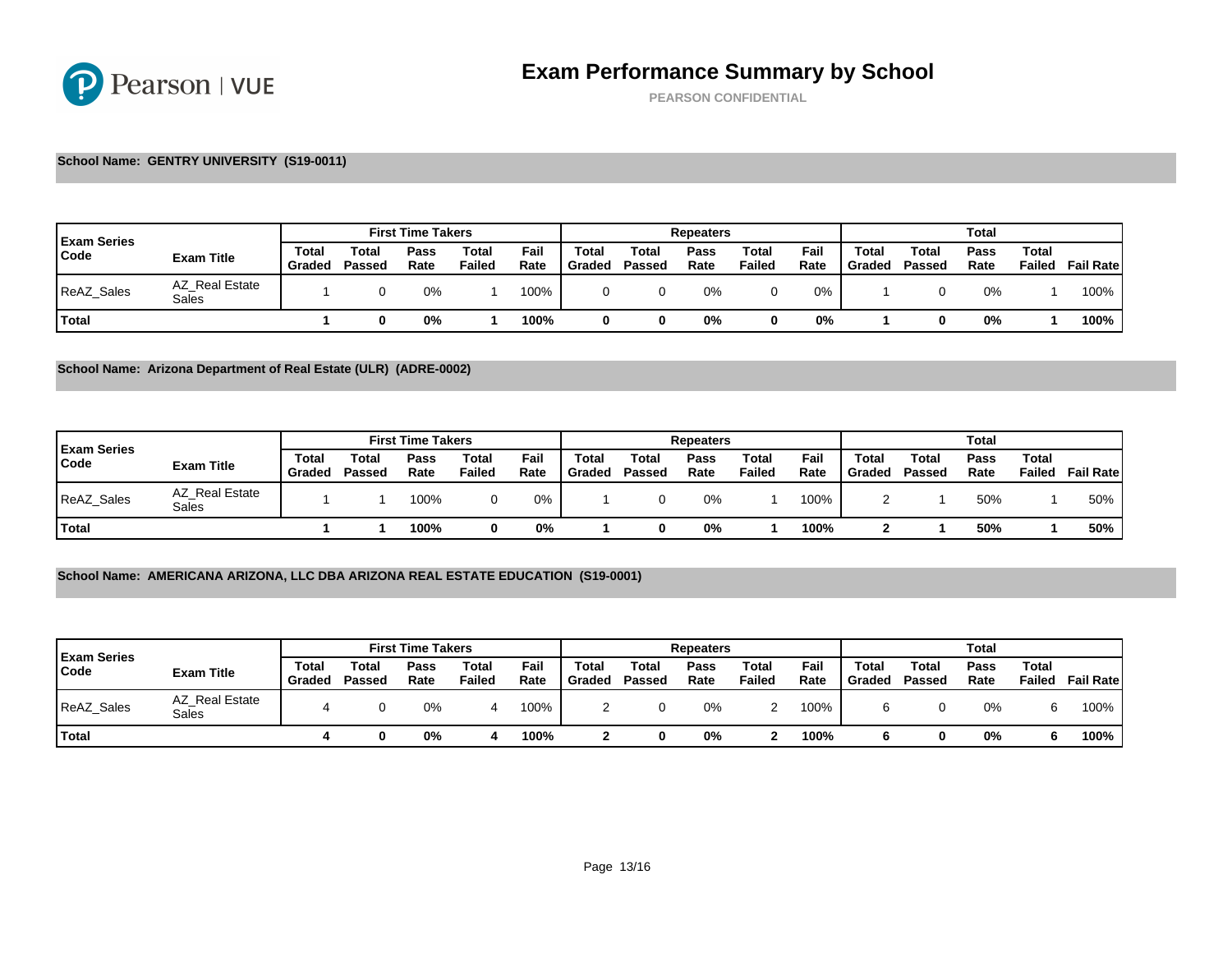# Exam Performance Summary by School

PEARSON CONFIDENTIAL

**School Name: GENTRY UNIVERSITY (S19-0011)**

| Exam Series Code | Exam Title | First Time Takers | | | | | Repeaters | | | | | Total | | | | |
|---|---|---|---|---|---|---|---|---|---|---|---|---|---|---|---|---|
| | | Total Graded | Total Passed | Pass Rate | Total Failed | Fail Rate | Total Graded | Total Passed | Pass Rate | Total Failed | Fail Rate | Total Graded | Total Passed | Pass Rate | Total Failed | Fail Rate |
| ReAZ_Sales | AZ_Real Estate Sales | 1 | 0 | 0% | 1 | 100% | 0 | 0 | 0% | 0 | 0% | 1 | 0 | 0% | 1 | 100% |
| **Total** | | **1** | **0** | **0%** | **1** | **100%** | **0** | **0** | **0%** | **0** | **0%** | **1** | **0** | **0%** | **1** | **100%** |

**School Name: Arizona Department of Real Estate (ULR) (ADRE-0002)**

| Exam Series Code | Exam Title | First Time Takers | | | | | Repeaters | | | | | Total | | | | |
|---|---|---|---|---|---|---|---|---|---|---|---|---|---|---|---|---|
| | | Total Graded | Total Passed | Pass Rate | Total Failed | Fail Rate | Total Graded | Total Passed | Pass Rate | Total Failed | Fail Rate | Total Graded | Total Passed | Pass Rate | Total Failed | Fail Rate |
| ReAZ_Sales | AZ_Real Estate Sales | 1 | 1 | 100% | 0 | 0% | 1 | 0 | 0% | 1 | 100% | 2 | 1 | 50% | 1 | 50% |
| **Total** | | **1** | **1** | **100%** | **0** | **0%** | **1** | **0** | **0%** | **1** | **100%** | **2** | **1** | **50%** | **1** | **50%** |

**School Name: AMERICANA ARIZONA, LLC DBA ARIZONA REAL ESTATE EDUCATION (S19-0001)**

| Exam Series Code | Exam Title | First Time Takers | | | | | Repeaters | | | | | Total | | | | |
|---|---|---|---|---|---|---|---|---|---|---|---|---|---|---|---|---|
| | | Total Graded | Total Passed | Pass Rate | Total Failed | Fail Rate | Total Graded | Total Passed | Pass Rate | Total Failed | Fail Rate | Total Graded | Total Passed | Pass Rate | Total Failed | Fail Rate |
| ReAZ_Sales | AZ_Real Estate Sales | 4 | 0 | 0% | 4 | 100% | 2 | 0 | 0% | 2 | 100% | 6 | 0 | 0% | 6 | 100% |
| **Total** | | **4** | **0** | **0%** | **4** | **100%** | **2** | **0** | **0%** | **2** | **100%** | **6** | **0** | **0%** | **6** | **100%** |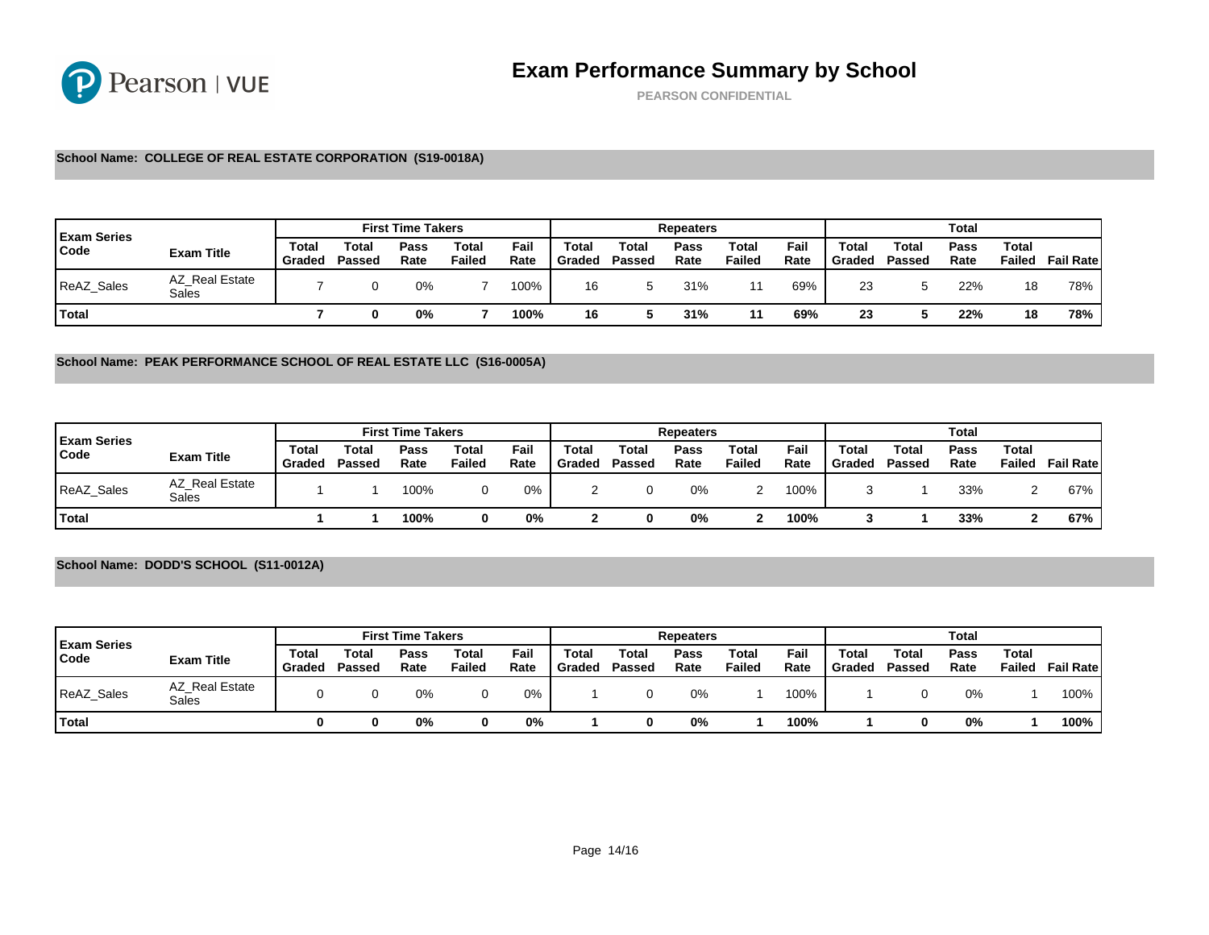# Exam Performance Summary by School

PEARSON CONFIDENTIAL

**School Name: COLLEGE OF REAL ESTATE CORPORATION (S19-0018A)**

| Exam Series Code | Exam Title | First Time Takers | | | | | Repeaters | | | | | Total | | | | |
|---|---|---|---|---|---|---|---|---|---|---|---|---|---|---|---|---|
| | | Total Graded | Total Passed | Pass Rate | Total Failed | Fail Rate | Total Graded | Total Passed | Pass Rate | Total Failed | Fail Rate | Total Graded | Total Passed | Pass Rate | Total Failed | Fail Rate |
| ReAZ_Sales | AZ_Real Estate Sales | 7 | 0 | 0% | 7 | 100% | 16 | 5 | 31% | 11 | 69% | 23 | 5 | 22% | 18 | 78% |
| **Total** | | **7** | **0** | **0%** | **7** | **100%** | **16** | **5** | **31%** | **11** | **69%** | **23** | **5** | **22%** | **18** | **78%** |

**School Name: PEAK PERFORMANCE SCHOOL OF REAL ESTATE LLC (S16-0005A)**

| Exam Series Code | Exam Title | First Time Takers | | | | | Repeaters | | | | | Total | | | | |
|---|---|---|---|---|---|---|---|---|---|---|---|---|---|---|---|---|
| | | Total Graded | Total Passed | Pass Rate | Total Failed | Fail Rate | Total Graded | Total Passed | Pass Rate | Total Failed | Fail Rate | Total Graded | Total Passed | Pass Rate | Total Failed | Fail Rate |
| ReAZ_Sales | AZ_Real Estate Sales | 1 | 1 | 100% | 0 | 0% | 2 | 0 | 0% | 2 | 100% | 3 | 1 | 33% | 2 | 67% |
| **Total** | | **1** | **1** | **100%** | **0** | **0%** | **2** | **0** | **0%** | **2** | **100%** | **3** | **1** | **33%** | **2** | **67%** |

**School Name: DODD'S SCHOOL (S11-0012A)**

| Exam Series Code | Exam Title | First Time Takers | | | | | Repeaters | | | | | Total | | | | |
|---|---|---|---|---|---|---|---|---|---|---|---|---|---|---|---|---|
| | | Total Graded | Total Passed | Pass Rate | Total Failed | Fail Rate | Total Graded | Total Passed | Pass Rate | Total Failed | Fail Rate | Total Graded | Total Passed | Pass Rate | Total Failed | Fail Rate |
| ReAZ_Sales | AZ_Real Estate Sales | 0 | 0 | 0% | 0 | 0% | 1 | 0 | 0% | 1 | 100% | 1 | 0 | 0% | 1 | 100% |
| **Total** | | **0** | **0** | **0%** | **0** | **0%** | **1** | **0** | **0%** | **1** | **100%** | **1** | **0** | **0%** | **1** | **100%** |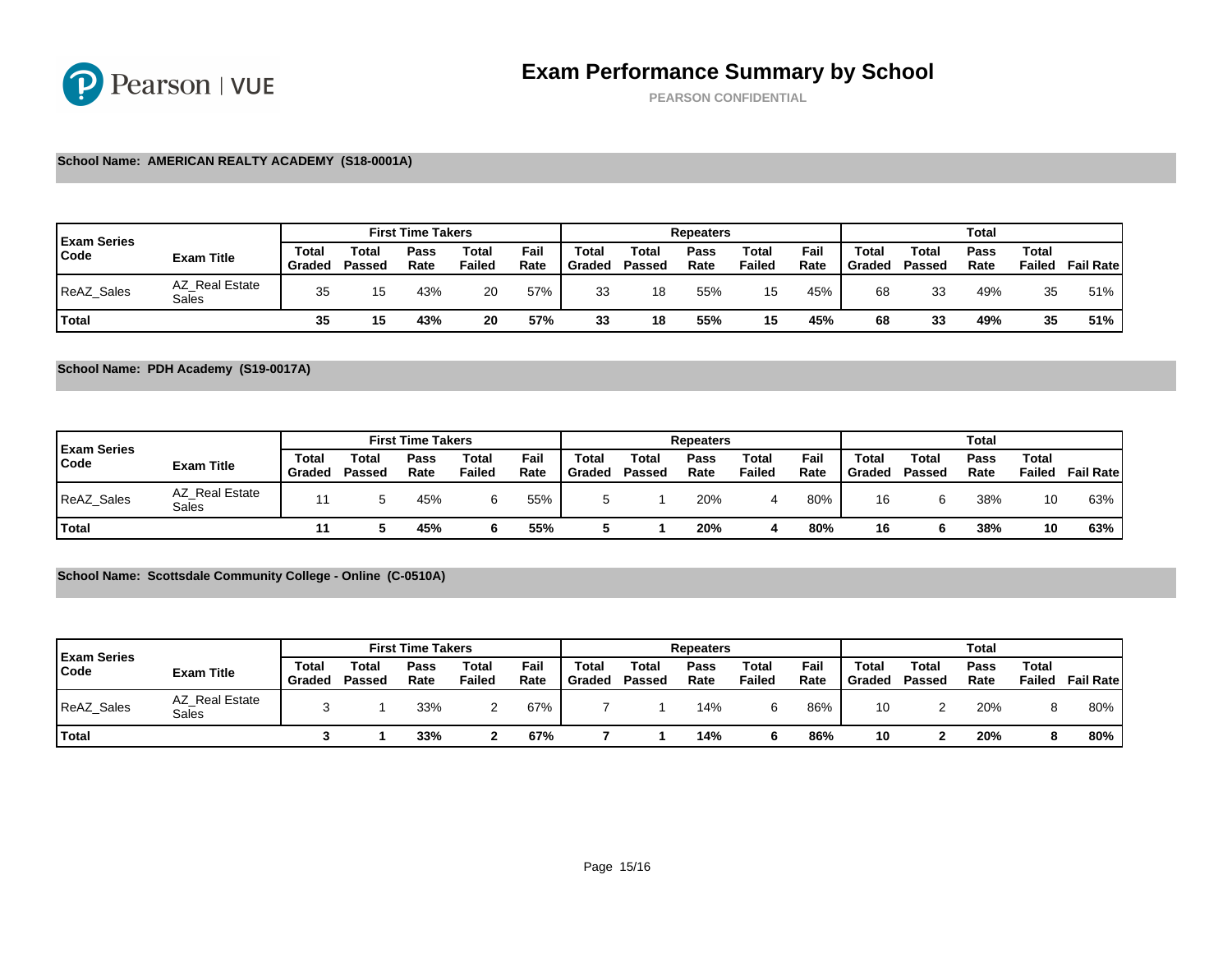# Exam Performance Summary by School

PEARSON CONFIDENTIAL

**School Name: AMERICAN REALTY ACADEMY (S18-0001A)**

| Exam Series Code | Exam Title | First Time Takers | | | | | Repeaters | | | | | Total | | | | |
|---|---|---|---|---|---|---|---|---|---|---|---|---|---|---|---|---|
| | | Total Graded | Total Passed | Pass Rate | Total Failed | Fail Rate | Total Graded | Total Passed | Pass Rate | Total Failed | Fail Rate | Total Graded | Total Passed | Pass Rate | Total Failed | Fail Rate |
| ReAZ_Sales | AZ_Real Estate Sales | 35 | 15 | 43% | 20 | 57% | 33 | 18 | 55% | 15 | 45% | 68 | 33 | 49% | 35 | 51% |
| **Total** | | **35** | **15** | **43%** | **20** | **57%** | **33** | **18** | **55%** | **15** | **45%** | **68** | **33** | **49%** | **35** | **51%** |

**School Name: PDH Academy (S19-0017A)**

| Exam Series Code | Exam Title | First Time Takers | | | | | Repeaters | | | | | Total | | | | |
|---|---|---|---|---|---|---|---|---|---|---|---|---|---|---|---|---|
| | | Total Graded | Total Passed | Pass Rate | Total Failed | Fail Rate | Total Graded | Total Passed | Pass Rate | Total Failed | Fail Rate | Total Graded | Total Passed | Pass Rate | Total Failed | Fail Rate |
| ReAZ_Sales | AZ_Real Estate Sales | 11 | 5 | 45% | 6 | 55% | 5 | 1 | 20% | 4 | 80% | 16 | 6 | 38% | 10 | 63% |
| **Total** | | **11** | **5** | **45%** | **6** | **55%** | **5** | **1** | **20%** | **4** | **80%** | **16** | **6** | **38%** | **10** | **63%** |

**School Name: Scottsdale Community College - Online (C-0510A)**

| Exam Series Code | Exam Title | First Time Takers | | | | | Repeaters | | | | | Total | | | | |
|---|---|---|---|---|---|---|---|---|---|---|---|---|---|---|---|---|
| | | Total Graded | Total Passed | Pass Rate | Total Failed | Fail Rate | Total Graded | Total Passed | Pass Rate | Total Failed | Fail Rate | Total Graded | Total Passed | Pass Rate | Total Failed | Fail Rate |
| ReAZ_Sales | AZ_Real Estate Sales | 3 | 1 | 33% | 2 | 67% | 7 | 1 | 14% | 6 | 86% | 10 | 2 | 20% | 8 | 80% |
| **Total** | | **3** | **1** | **33%** | **2** | **67%** | **7** | **1** | **14%** | **6** | **86%** | **10** | **2** | **20%** | **8** | **80%** |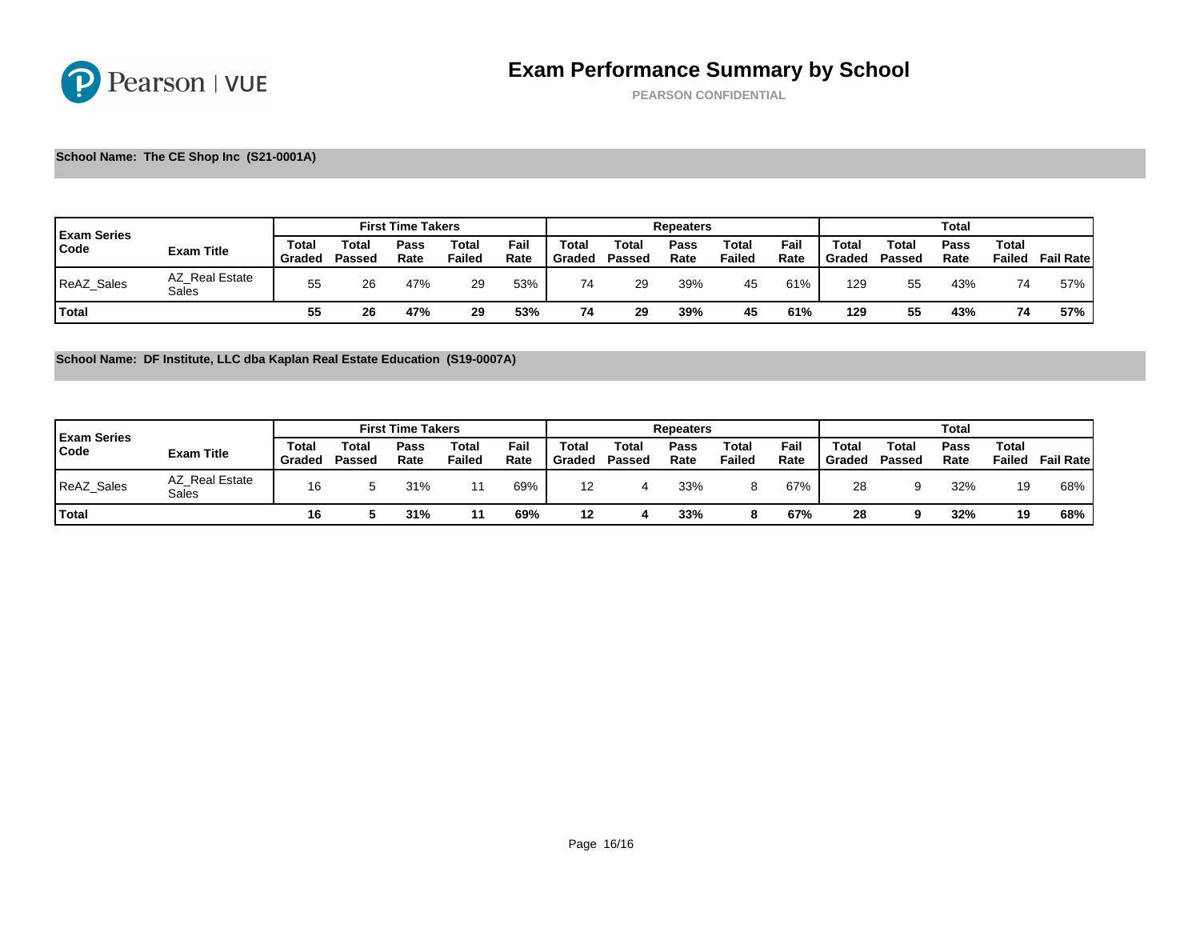# Exam Performance Summary by School

**PEARSON CONFIDENTIAL**

**School Name: The CE Shop Inc (S21-0001A)**

| Exam Series Code | Exam Title | First Time Takers | | | | | Repeaters | | | | | Total | | | | |
|---|---|---|---|---|---|---|---|---|---|---|---|---|---|---|---|---|
| | | Total Graded | Total Passed | Pass Rate | Total Failed | Fail Rate | Total Graded | Total Passed | Pass Rate | Total Failed | Fail Rate | Total Graded | Total Passed | Pass Rate | Total Failed | Fail Rate |
| ReAZ_Sales | AZ_Real Estate Sales | 55 | 26 | 47% | 29 | 53% | 74 | 29 | 39% | 45 | 61% | 129 | 55 | 43% | 74 | 57% |
| **Total** | | **55** | **26** | **47%** | **29** | **53%** | **74** | **29** | **39%** | **45** | **61%** | **129** | **55** | **43%** | **74** | **57%** |

**School Name: DF Institute, LLC dba Kaplan Real Estate Education (S19-0007A)**

| Exam Series Code | Exam Title | First Time Takers | | | | | Repeaters | | | | | Total | | | | |
|---|---|---|---|---|---|---|---|---|---|---|---|---|---|---|---|---|
| | | Total Graded | Total Passed | Pass Rate | Total Failed | Fail Rate | Total Graded | Total Passed | Pass Rate | Total Failed | Fail Rate | Total Graded | Total Passed | Pass Rate | Total Failed | Fail Rate |
| ReAZ_Sales | AZ_Real Estate Sales | 16 | 5 | 31% | 11 | 69% | 12 | 4 | 33% | 8 | 67% | 28 | 9 | 32% | 19 | 68% |
| **Total** | | **16** | **5** | **31%** | **11** | **69%** | **12** | **4** | **33%** | **8** | **67%** | **28** | **9** | **32%** | **19** | **68%** |